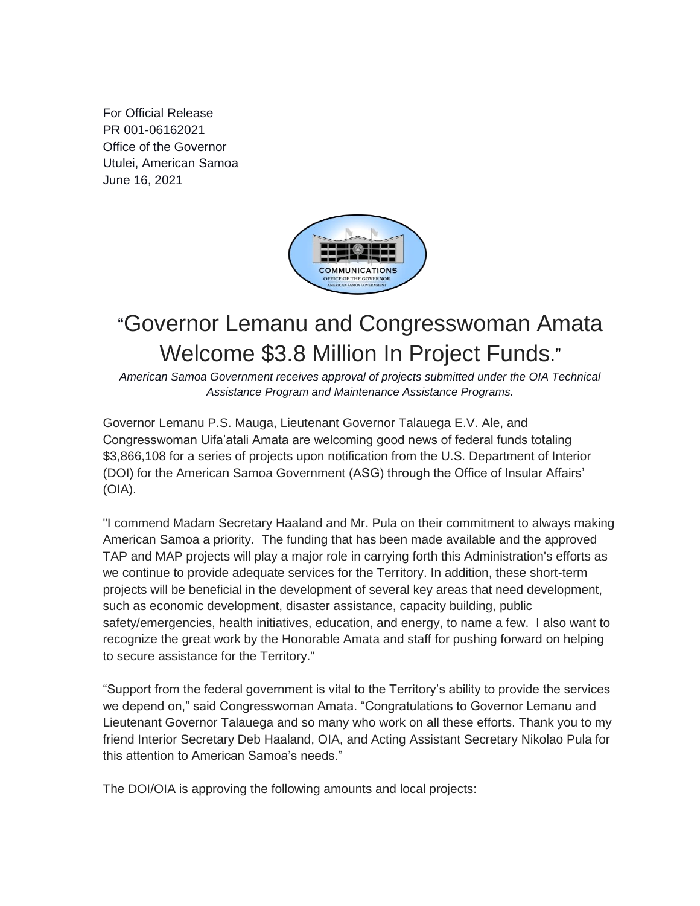For Official Release
PR 001-06162021
Office of the Governor
Utulei, American Samoa
June 16, 2021

# "Governor Lemanu and Congresswoman Amata Welcome $3.8 Million In Project Funds."

*American Samoa Government receives approval of projects submitted under the OIA Technical Assistance Program and Maintenance Assistance Programs.*

Governor Lemanu P.S. Mauga, Lieutenant Governor Talauega E.V. Ale, and Congresswoman Uifa'atali Amata are welcoming good news of federal funds totaling $3,866,108 for a series of projects upon notification from the U.S. Department of Interior (DOI) for the American Samoa Government (ASG) through the Office of Insular Affairs' (OIA).

"I commend Madam Secretary Haaland and Mr. Pula on their commitment to always making American Samoa a priority. The funding that has been made available and the approved TAP and MAP projects will play a major role in carrying forth this Administration's efforts as we continue to provide adequate services for the Territory. In addition, these short-term projects will be beneficial in the development of several key areas that need development, such as economic development, disaster assistance, capacity building, public safety/emergencies, health initiatives, education, and energy, to name a few. I also want to recognize the great work by the Honorable Amata and staff for pushing forward on helping to secure assistance for the Territory."

"Support from the federal government is vital to the Territory's ability to provide the services we depend on," said Congresswoman Amata. "Congratulations to Governor Lemanu and Lieutenant Governor Talauega and so many who work on all these efforts. Thank you to my friend Interior Secretary Deb Haaland, OIA, and Acting Assistant Secretary Nikolao Pula for this attention to American Samoa's needs."

The DOI/OIA is approving the following amounts and local projects: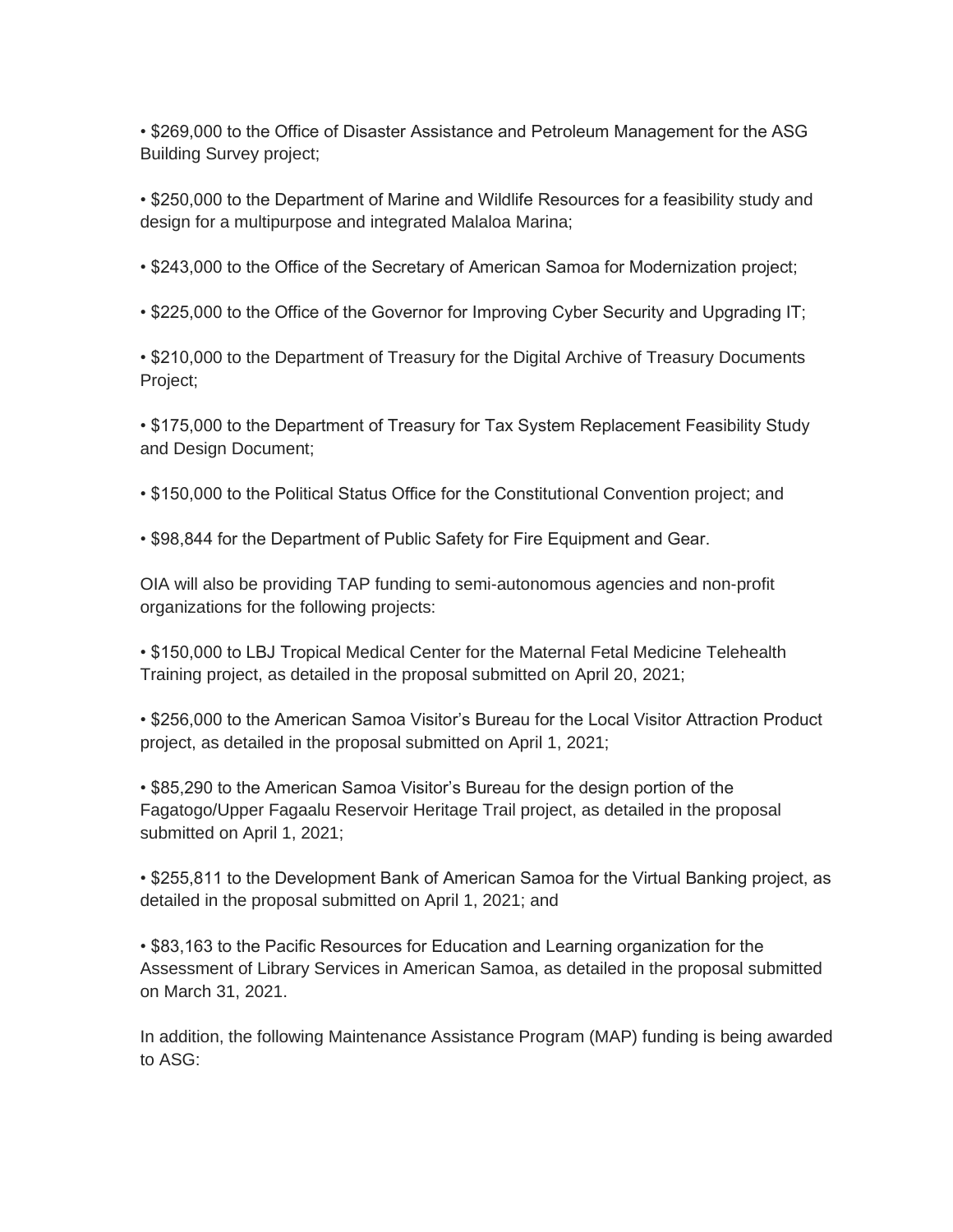- $269,000 to the Office of Disaster Assistance and Petroleum Management for the ASG Building Survey project;

- $250,000 to the Department of Marine and Wildlife Resources for a feasibility study and design for a multipurpose and integrated Malaloa Marina;

- $243,000 to the Office of the Secretary of American Samoa for Modernization project;

- $225,000 to the Office of the Governor for Improving Cyber Security and Upgrading IT;

- $210,000 to the Department of Treasury for the Digital Archive of Treasury Documents Project;

- $175,000 to the Department of Treasury for Tax System Replacement Feasibility Study and Design Document;

- $150,000 to the Political Status Office for the Constitutional Convention project; and

- $98,844 for the Department of Public Safety for Fire Equipment and Gear.

OIA will also be providing TAP funding to semi-autonomous agencies and non-profit organizations for the following projects:

- $150,000 to LBJ Tropical Medical Center for the Maternal Fetal Medicine Telehealth Training project, as detailed in the proposal submitted on April 20, 2021;

- $256,000 to the American Samoa Visitor's Bureau for the Local Visitor Attraction Product project, as detailed in the proposal submitted on April 1, 2021;

- $85,290 to the American Samoa Visitor's Bureau for the design portion of the Fagatogo/Upper Fagaalu Reservoir Heritage Trail project, as detailed in the proposal submitted on April 1, 2021;

- $255,811 to the Development Bank of American Samoa for the Virtual Banking project, as detailed in the proposal submitted on April 1, 2021; and

- $83,163 to the Pacific Resources for Education and Learning organization for the Assessment of Library Services in American Samoa, as detailed in the proposal submitted on March 31, 2021.

In addition, the following Maintenance Assistance Program (MAP) funding is being awarded to ASG: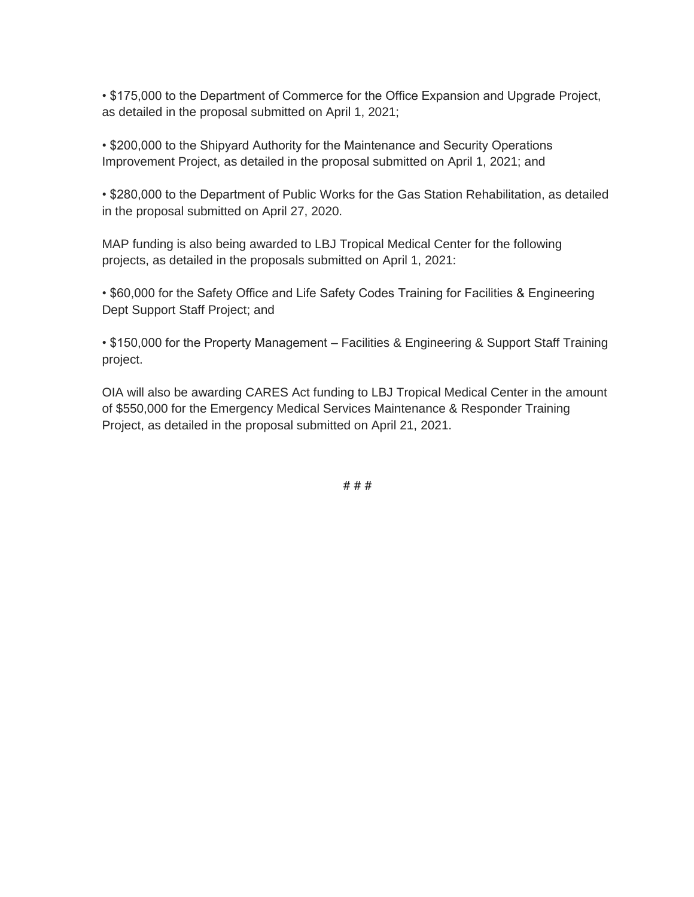• $175,000 to the Department of Commerce for the Office Expansion and Upgrade Project, as detailed in the proposal submitted on April 1, 2021;

• $200,000 to the Shipyard Authority for the Maintenance and Security Operations Improvement Project, as detailed in the proposal submitted on April 1, 2021; and

• $280,000 to the Department of Public Works for the Gas Station Rehabilitation, as detailed in the proposal submitted on April 27, 2020.

MAP funding is also being awarded to LBJ Tropical Medical Center for the following projects, as detailed in the proposals submitted on April 1, 2021:

• $60,000 for the Safety Office and Life Safety Codes Training for Facilities & Engineering Dept Support Staff Project; and

• $150,000 for the Property Management – Facilities & Engineering & Support Staff Training project.

OIA will also be awarding CARES Act funding to LBJ Tropical Medical Center in the amount of $550,000 for the Emergency Medical Services Maintenance & Responder Training Project, as detailed in the proposal submitted on April 21, 2021.

# # #